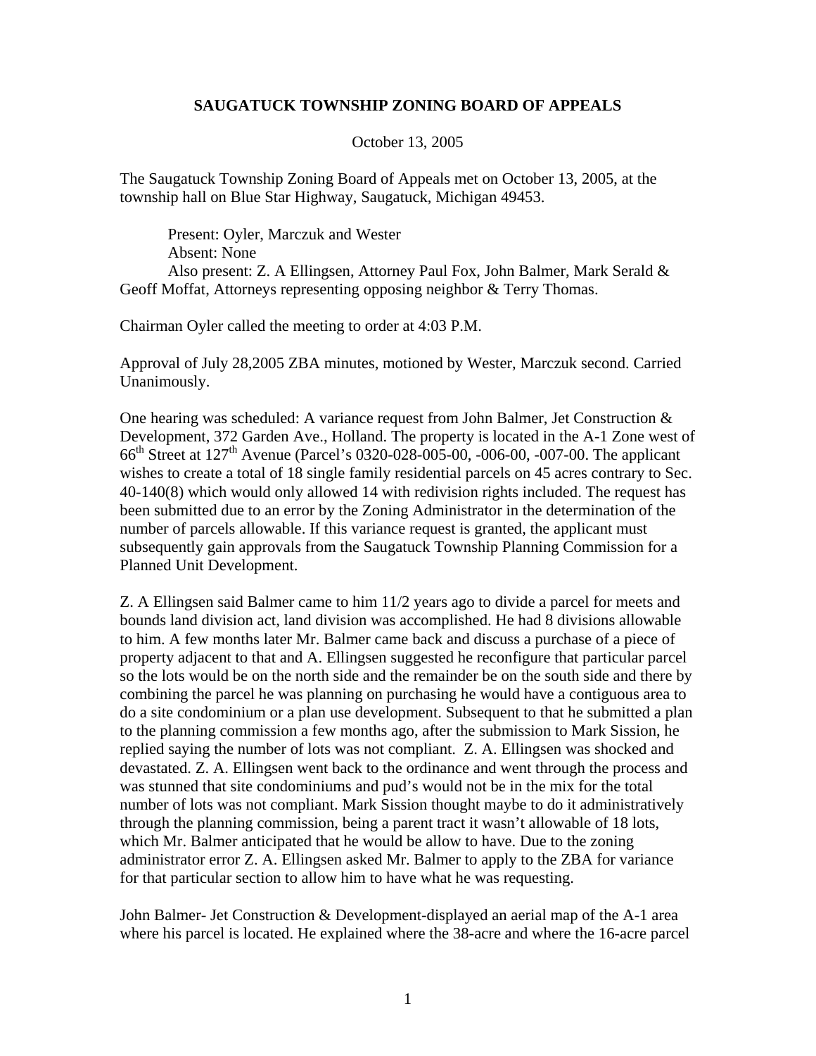**SAUGATUCK TOWNSHIP ZONING BOARD OF APPEALS**

October 13, 2005

The Saugatuck Township Zoning Board of Appeals met on October 13, 2005, at the township hall on Blue Star Highway, Saugatuck, Michigan 49453.

Present: Oyler, Marczuk and Wester
Absent: None
Also present: Z. A Ellingsen, Attorney Paul Fox, John Balmer, Mark Serald & Geoff Moffat, Attorneys representing opposing neighbor & Terry Thomas.

Chairman Oyler called the meeting to order at 4:03 P.M.

Approval of July 28,2005 ZBA minutes, motioned by Wester, Marczuk second. Carried Unanimously.

One hearing was scheduled: A variance request from John Balmer, Jet Construction & Development, 372 Garden Ave., Holland. The property is located in the A-1 Zone west of 66th Street at 127th Avenue (Parcel's 0320-028-005-00, -006-00, -007-00. The applicant wishes to create a total of 18 single family residential parcels on 45 acres contrary to Sec. 40-140(8) which would only allowed 14 with redivision rights included. The request has been submitted due to an error by the Zoning Administrator in the determination of the number of parcels allowable. If this variance request is granted, the applicant must subsequently gain approvals from the Saugatuck Township Planning Commission for a Planned Unit Development.

Z. A Ellingsen said Balmer came to him 11/2 years ago to divide a parcel for meets and bounds land division act, land division was accomplished. He had 8 divisions allowable to him. A few months later Mr. Balmer came back and discuss a purchase of a piece of property adjacent to that and A. Ellingsen suggested he reconfigure that particular parcel so the lots would be on the north side and the remainder be on the south side and there by combining the parcel he was planning on purchasing he would have a contiguous area to do a site condominium or a plan use development. Subsequent to that he submitted a plan to the planning commission a few months ago, after the submission to Mark Sission, he replied saying the number of lots was not compliant. Z. A. Ellingsen was shocked and devastated. Z. A. Ellingsen went back to the ordinance and went through the process and was stunned that site condominiums and pud's would not be in the mix for the total number of lots was not compliant. Mark Sission thought maybe to do it administratively through the planning commission, being a parent tract it wasn't allowable of 18 lots, which Mr. Balmer anticipated that he would be allow to have. Due to the zoning administrator error Z. A. Ellingsen asked Mr. Balmer to apply to the ZBA for variance for that particular section to allow him to have what he was requesting.

John Balmer- Jet Construction & Development-displayed an aerial map of the A-1 area where his parcel is located. He explained where the 38-acre and where the 16-acre parcel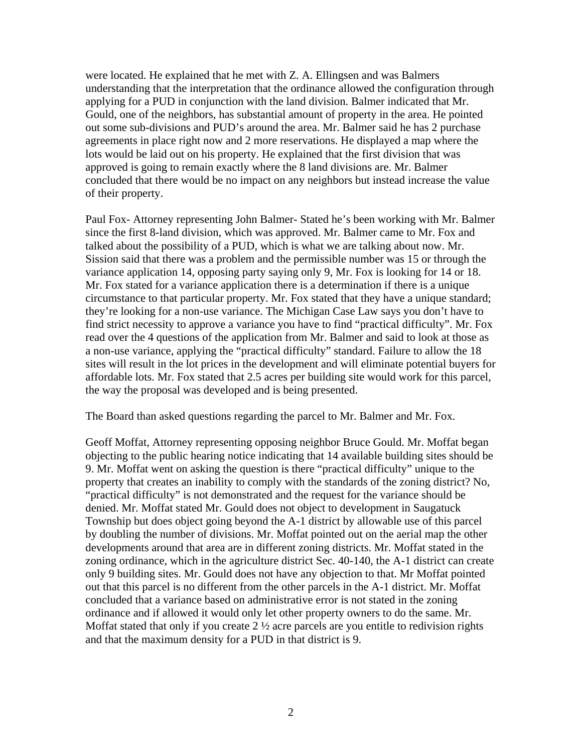were located. He explained that he met with Z. A. Ellingsen and was Balmers understanding that the interpretation that the ordinance allowed the configuration through applying for a PUD in conjunction with the land division. Balmer indicated that Mr. Gould, one of the neighbors, has substantial amount of property in the area. He pointed out some sub-divisions and PUD's around the area. Mr. Balmer said he has 2 purchase agreements in place right now and 2 more reservations. He displayed a map where the lots would be laid out on his property. He explained that the first division that was approved is going to remain exactly where the 8 land divisions are. Mr. Balmer concluded that there would be no impact on any neighbors but instead increase the value of their property.

Paul Fox- Attorney representing John Balmer- Stated he's been working with Mr. Balmer since the first 8-land division, which was approved. Mr. Balmer came to Mr. Fox and talked about the possibility of a PUD, which is what we are talking about now. Mr. Sission said that there was a problem and the permissible number was 15 or through the variance application 14, opposing party saying only 9, Mr. Fox is looking for 14 or 18. Mr. Fox stated for a variance application there is a determination if there is a unique circumstance to that particular property. Mr. Fox stated that they have a unique standard; they're looking for a non-use variance. The Michigan Case Law says you don't have to find strict necessity to approve a variance you have to find "practical difficulty". Mr. Fox read over the 4 questions of the application from Mr. Balmer and said to look at those as a non-use variance, applying the "practical difficulty" standard. Failure to allow the 18 sites will result in the lot prices in the development and will eliminate potential buyers for affordable lots. Mr. Fox stated that 2.5 acres per building site would work for this parcel, the way the proposal was developed and is being presented.

The Board than asked questions regarding the parcel to Mr. Balmer and Mr. Fox.

Geoff Moffat, Attorney representing opposing neighbor Bruce Gould. Mr. Moffat began objecting to the public hearing notice indicating that 14 available building sites should be 9. Mr. Moffat went on asking the question is there "practical difficulty" unique to the property that creates an inability to comply with the standards of the zoning district? No, "practical difficulty" is not demonstrated and the request for the variance should be denied. Mr. Moffat stated Mr. Gould does not object to development in Saugatuck Township but does object going beyond the A-1 district by allowable use of this parcel by doubling the number of divisions. Mr. Moffat pointed out on the aerial map the other developments around that area are in different zoning districts. Mr. Moffat stated in the zoning ordinance, which in the agriculture district Sec. 40-140, the A-1 district can create only 9 building sites. Mr. Gould does not have any objection to that. Mr Moffat pointed out that this parcel is no different from the other parcels in the A-1 district. Mr. Moffat concluded that a variance based on administrative error is not stated in the zoning ordinance and if allowed it would only let other property owners to do the same. Mr. Moffat stated that only if you create 2 ½ acre parcels are you entitle to redivision rights and that the maximum density for a PUD in that district is 9.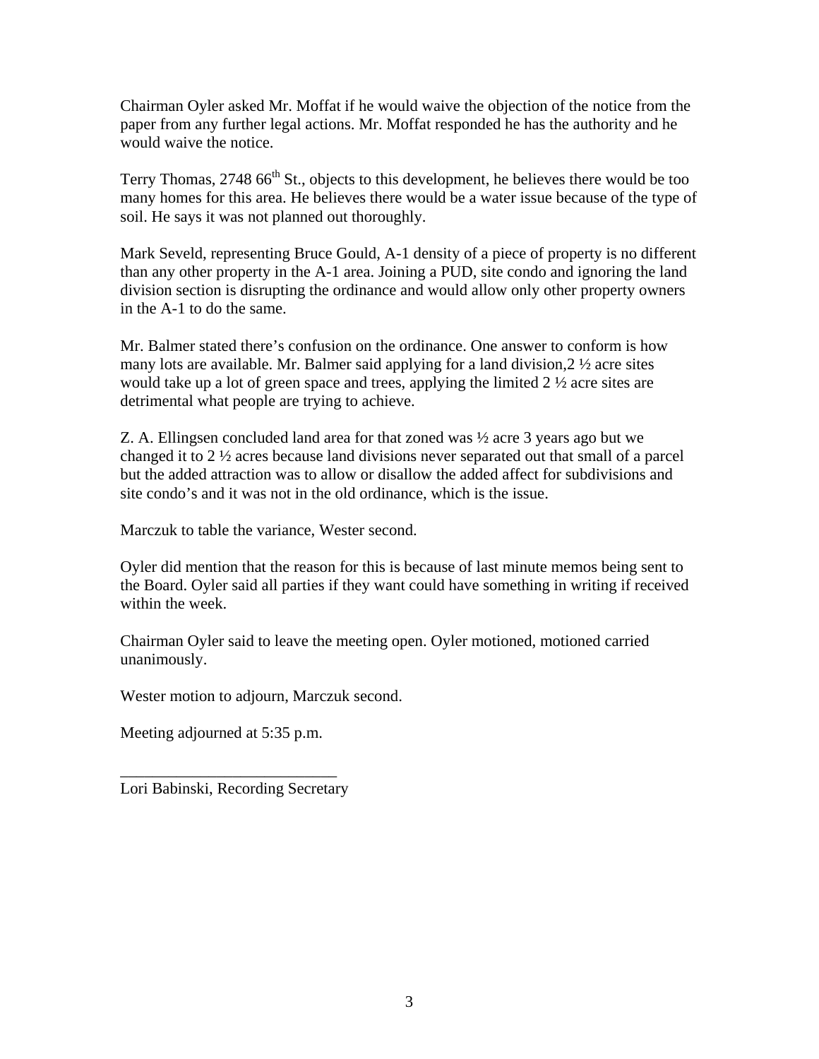Chairman Oyler asked Mr. Moffat if he would waive the objection of the notice from the paper from any further legal actions. Mr. Moffat responded he has the authority and he would waive the notice.

Terry Thomas, 2748 66th St., objects to this development, he believes there would be too many homes for this area. He believes there would be a water issue because of the type of soil. He says it was not planned out thoroughly.

Mark Seveld, representing Bruce Gould, A-1 density of a piece of property is no different than any other property in the A-1 area. Joining a PUD, site condo and ignoring the land division section is disrupting the ordinance and would allow only other property owners in the A-1 to do the same.

Mr. Balmer stated there's confusion on the ordinance. One answer to conform is how many lots are available. Mr. Balmer said applying for a land division,2 ½ acre sites would take up a lot of green space and trees, applying the limited 2 ½ acre sites are detrimental what people are trying to achieve.

Z. A. Ellingsen concluded land area for that zoned was ½ acre 3 years ago but we changed it to 2 ½ acres because land divisions never separated out that small of a parcel but the added attraction was to allow or disallow the added affect for subdivisions and site condo's and it was not in the old ordinance, which is the issue.

Marczuk to table the variance, Wester second.

Oyler did mention that the reason for this is because of last minute memos being sent to the Board. Oyler said all parties if they want could have something in writing if received within the week.

Chairman Oyler said to leave the meeting open. Oyler motioned, motioned carried unanimously.

Wester motion to adjourn, Marczuk second.

Meeting adjourned at 5:35 p.m.

___________________________

Lori Babinski, Recording Secretary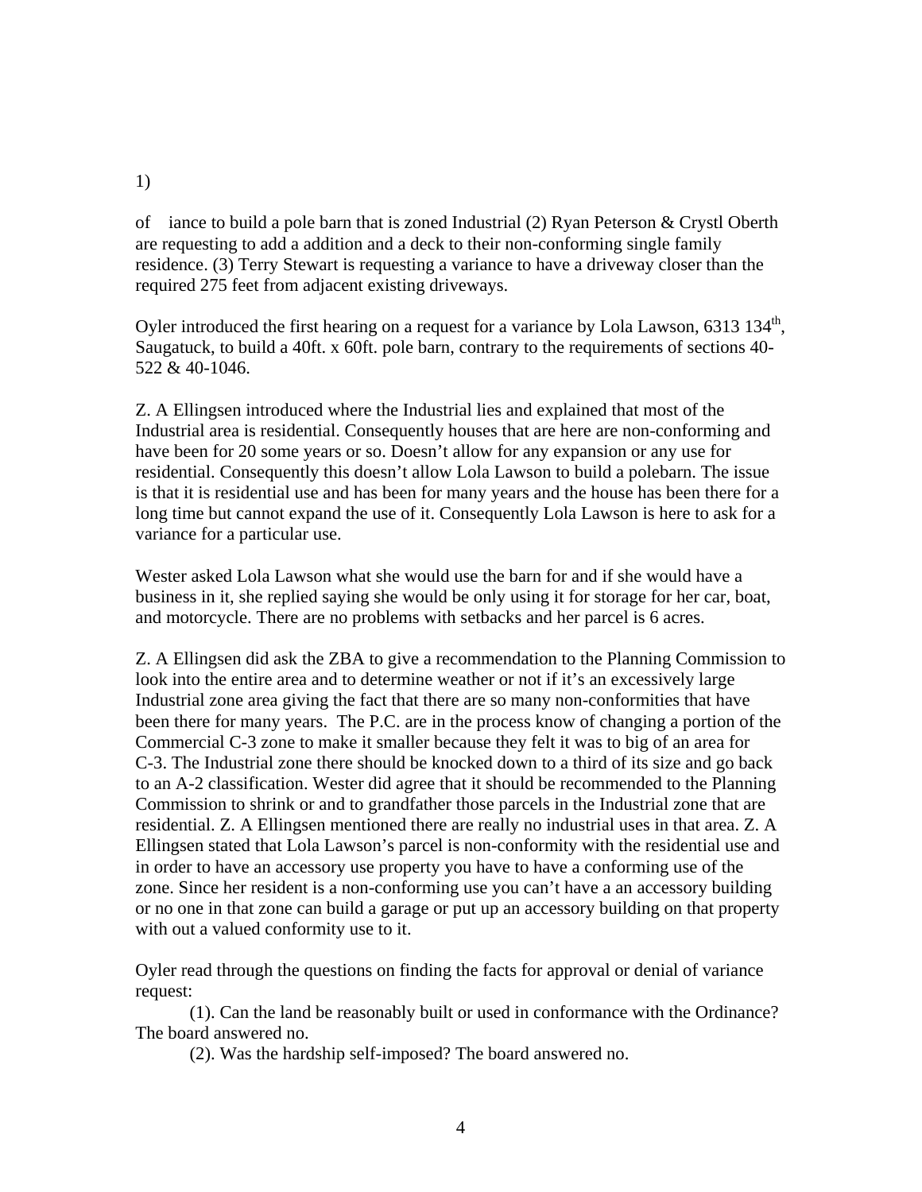1)

of iance to build a pole barn that is zoned Industrial (2) Ryan Peterson & Crystl Oberth are requesting to add a addition and a deck to their non-conforming single family residence. (3) Terry Stewart is requesting a variance to have a driveway closer than the required 275 feet from adjacent existing driveways.

Oyler introduced the first hearing on a request for a variance by Lola Lawson, 6313 134th, Saugatuck, to build a 40ft. x 60ft. pole barn, contrary to the requirements of sections 40-522 & 40-1046.

Z. A Ellingsen introduced where the Industrial lies and explained that most of the Industrial area is residential. Consequently houses that are here are non-conforming and have been for 20 some years or so. Doesn't allow for any expansion or any use for residential. Consequently this doesn't allow Lola Lawson to build a polebarn. The issue is that it is residential use and has been for many years and the house has been there for a long time but cannot expand the use of it. Consequently Lola Lawson is here to ask for a variance for a particular use.

Wester asked Lola Lawson what she would use the barn for and if she would have a business in it, she replied saying she would be only using it for storage for her car, boat, and motorcycle. There are no problems with setbacks and her parcel is 6 acres.

Z. A Ellingsen did ask the ZBA to give a recommendation to the Planning Commission to look into the entire area and to determine weather or not if it's an excessively large Industrial zone area giving the fact that there are so many non-conformities that have been there for many years. The P.C. are in the process know of changing a portion of the Commercial C-3 zone to make it smaller because they felt it was to big of an area for C-3. The Industrial zone there should be knocked down to a third of its size and go back to an A-2 classification. Wester did agree that it should be recommended to the Planning Commission to shrink or and to grandfather those parcels in the Industrial zone that are residential. Z. A Ellingsen mentioned there are really no industrial uses in that area. Z. A Ellingsen stated that Lola Lawson's parcel is non-conformity with the residential use and in order to have an accessory use property you have to have a conforming use of the zone. Since her resident is a non-conforming use you can't have a an accessory building or no one in that zone can build a garage or put up an accessory building on that property with out a valued conformity use to it.

Oyler read through the questions on finding the facts for approval or denial of variance request:

(1). Can the land be reasonably built or used in conformance with the Ordinance? The board answered no.

(2). Was the hardship self-imposed? The board answered no.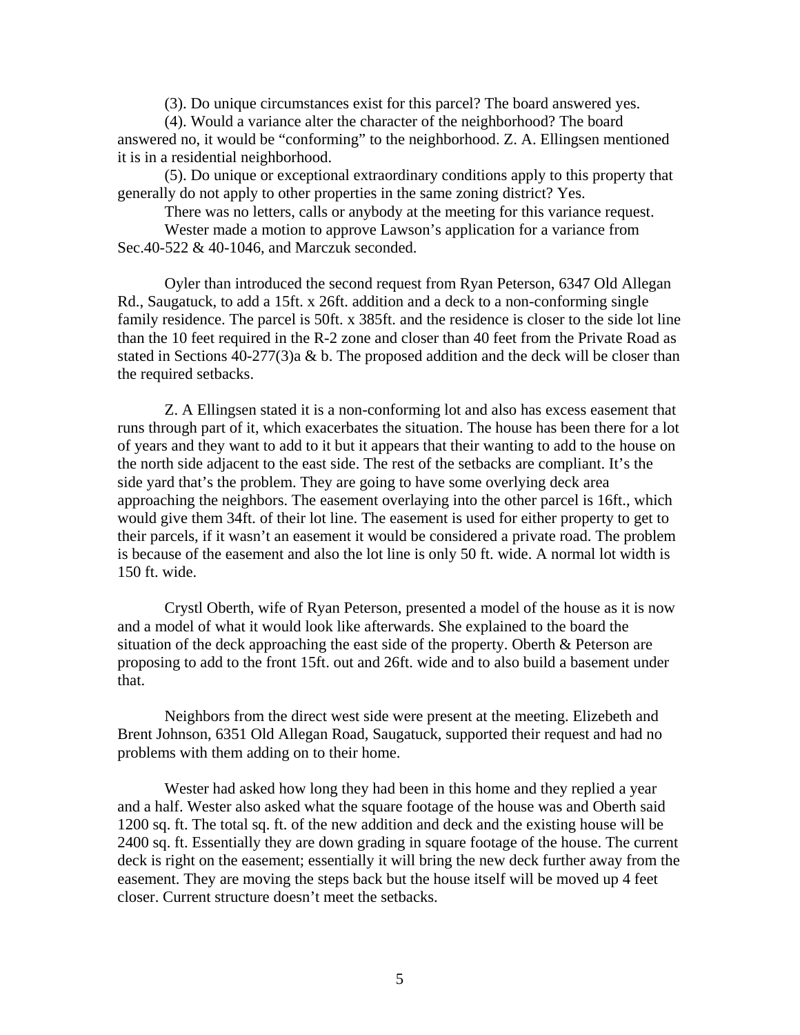(3). Do unique circumstances exist for this parcel? The board answered yes.

(4). Would a variance alter the character of the neighborhood? The board answered no, it would be "conforming" to the neighborhood. Z. A. Ellingsen mentioned it is in a residential neighborhood.

(5). Do unique or exceptional extraordinary conditions apply to this property that generally do not apply to other properties in the same zoning district? Yes.

There was no letters, calls or anybody at the meeting for this variance request.

Wester made a motion to approve Lawson's application for a variance from Sec.40-522 & 40-1046, and Marczuk seconded.

Oyler than introduced the second request from Ryan Peterson, 6347 Old Allegan Rd., Saugatuck, to add a 15ft. x 26ft. addition and a deck to a non-conforming single family residence. The parcel is 50ft. x 385ft. and the residence is closer to the side lot line than the 10 feet required in the R-2 zone and closer than 40 feet from the Private Road as stated in Sections 40-277(3)a & b. The proposed addition and the deck will be closer than the required setbacks.

Z. A Ellingsen stated it is a non-conforming lot and also has excess easement that runs through part of it, which exacerbates the situation. The house has been there for a lot of years and they want to add to it but it appears that their wanting to add to the house on the north side adjacent to the east side. The rest of the setbacks are compliant. It's the side yard that's the problem. They are going to have some overlying deck area approaching the neighbors. The easement overlaying into the other parcel is 16ft., which would give them 34ft. of their lot line. The easement is used for either property to get to their parcels, if it wasn't an easement it would be considered a private road. The problem is because of the easement and also the lot line is only 50 ft. wide. A normal lot width is 150 ft. wide.

Crystl Oberth, wife of Ryan Peterson, presented a model of the house as it is now and a model of what it would look like afterwards. She explained to the board the situation of the deck approaching the east side of the property. Oberth & Peterson are proposing to add to the front 15ft. out and 26ft. wide and to also build a basement under that.

Neighbors from the direct west side were present at the meeting. Elizebeth and Brent Johnson, 6351 Old Allegan Road, Saugatuck, supported their request and had no problems with them adding on to their home.

Wester had asked how long they had been in this home and they replied a year and a half. Wester also asked what the square footage of the house was and Oberth said 1200 sq. ft. The total sq. ft. of the new addition and deck and the existing house will be 2400 sq. ft. Essentially they are down grading in square footage of the house. The current deck is right on the easement; essentially it will bring the new deck further away from the easement. They are moving the steps back but the house itself will be moved up 4 feet closer. Current structure doesn't meet the setbacks.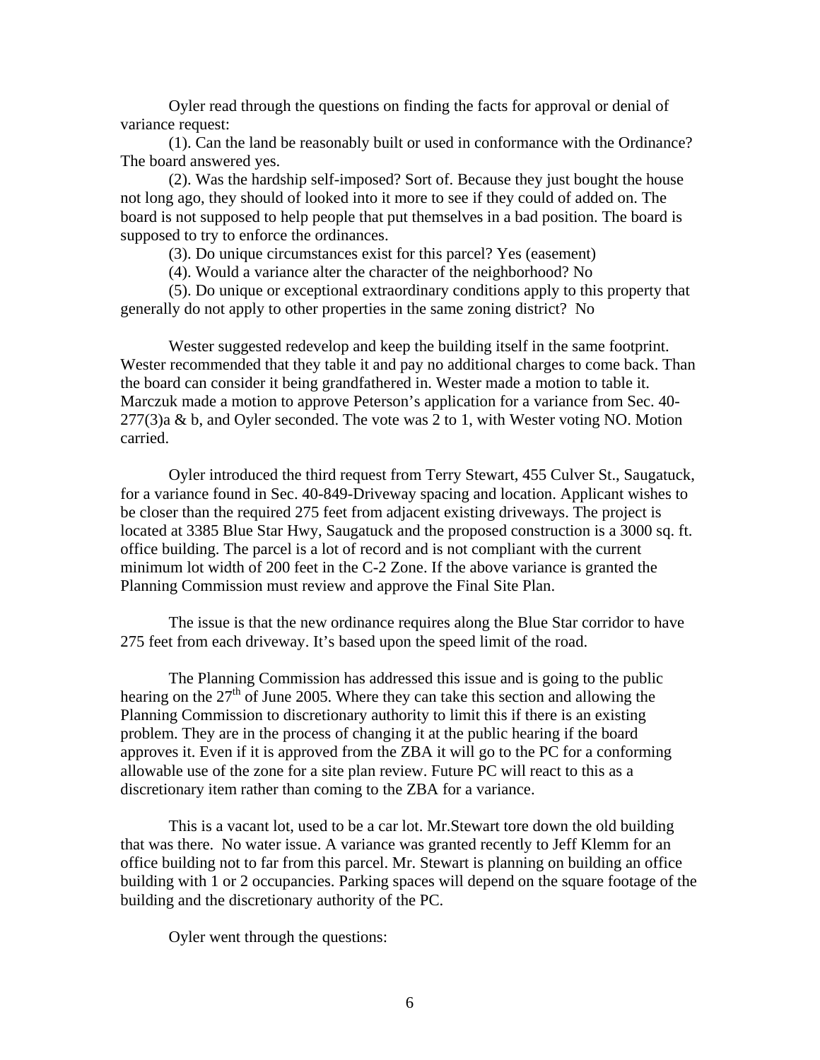Oyler read through the questions on finding the facts for approval or denial of variance request:

(1). Can the land be reasonably built or used in conformance with the Ordinance? The board answered yes.

(2). Was the hardship self-imposed? Sort of. Because they just bought the house not long ago, they should of looked into it more to see if they could of added on. The board is not supposed to help people that put themselves in a bad position. The board is supposed to try to enforce the ordinances.

(3). Do unique circumstances exist for this parcel? Yes (easement)

(4). Would a variance alter the character of the neighborhood? No

(5). Do unique or exceptional extraordinary conditions apply to this property that generally do not apply to other properties in the same zoning district? No

Wester suggested redevelop and keep the building itself in the same footprint. Wester recommended that they table it and pay no additional charges to come back. Than the board can consider it being grandfathered in. Wester made a motion to table it. Marczuk made a motion to approve Peterson's application for a variance from Sec. 40-277(3)a & b, and Oyler seconded. The vote was 2 to 1, with Wester voting NO. Motion carried.

Oyler introduced the third request from Terry Stewart, 455 Culver St., Saugatuck, for a variance found in Sec. 40-849-Driveway spacing and location. Applicant wishes to be closer than the required 275 feet from adjacent existing driveways. The project is located at 3385 Blue Star Hwy, Saugatuck and the proposed construction is a 3000 sq. ft. office building. The parcel is a lot of record and is not compliant with the current minimum lot width of 200 feet in the C-2 Zone. If the above variance is granted the Planning Commission must review and approve the Final Site Plan.

The issue is that the new ordinance requires along the Blue Star corridor to have 275 feet from each driveway. It's based upon the speed limit of the road.

The Planning Commission has addressed this issue and is going to the public hearing on the 27th of June 2005. Where they can take this section and allowing the Planning Commission to discretionary authority to limit this if there is an existing problem. They are in the process of changing it at the public hearing if the board approves it. Even if it is approved from the ZBA it will go to the PC for a conforming allowable use of the zone for a site plan review. Future PC will react to this as a discretionary item rather than coming to the ZBA for a variance.

This is a vacant lot, used to be a car lot. Mr.Stewart tore down the old building that was there. No water issue. A variance was granted recently to Jeff Klemm for an office building not to far from this parcel. Mr. Stewart is planning on building an office building with 1 or 2 occupancies. Parking spaces will depend on the square footage of the building and the discretionary authority of the PC.

Oyler went through the questions: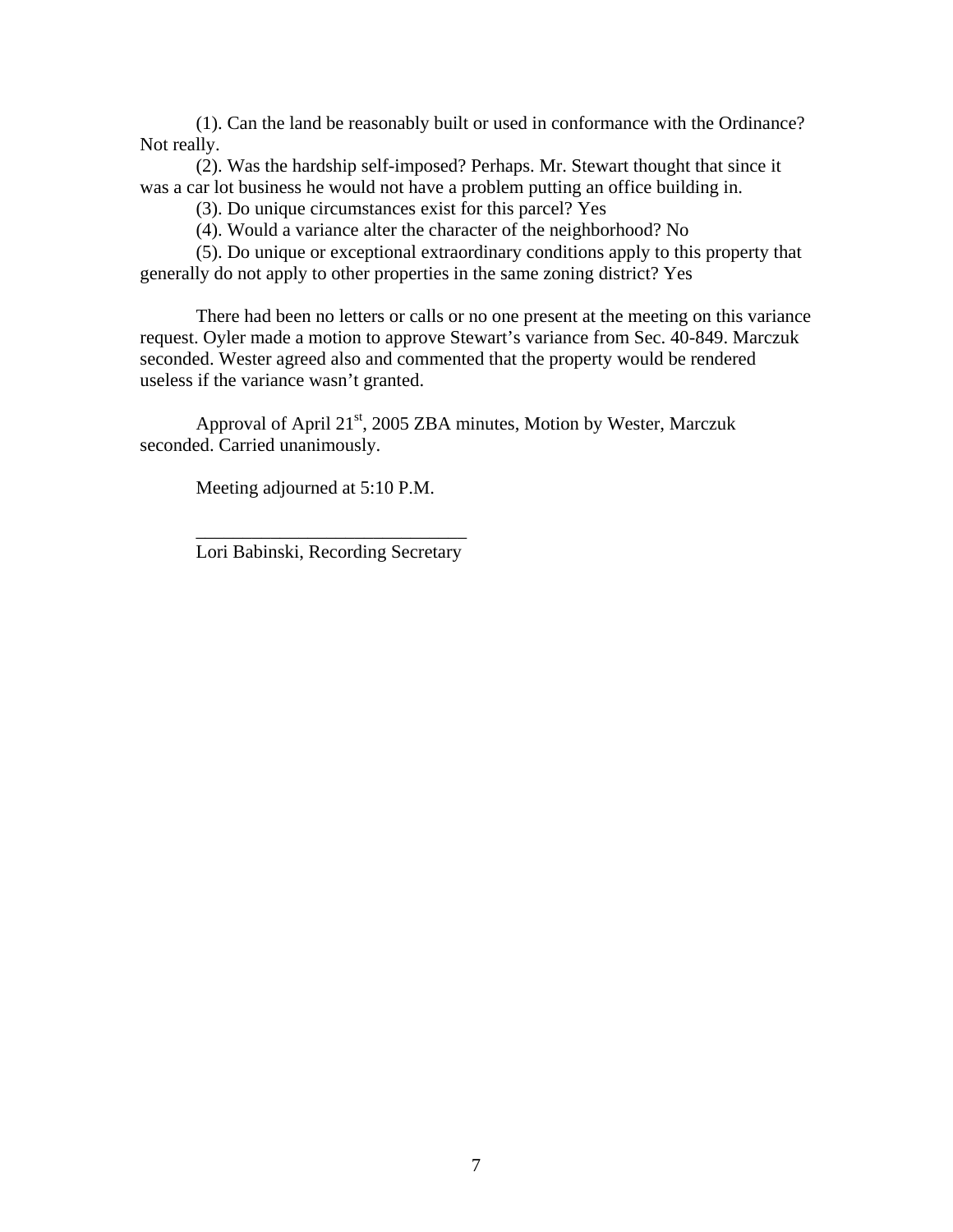(1). Can the land be reasonably built or used in conformance with the Ordinance? Not really.

(2). Was the hardship self-imposed? Perhaps. Mr. Stewart thought that since it was a car lot business he would not have a problem putting an office building in.

(3). Do unique circumstances exist for this parcel? Yes

(4). Would a variance alter the character of the neighborhood? No

(5). Do unique or exceptional extraordinary conditions apply to this property that generally do not apply to other properties in the same zoning district? Yes

There had been no letters or calls or no one present at the meeting on this variance request. Oyler made a motion to approve Stewart's variance from Sec. 40-849. Marczuk seconded. Wester agreed also and commented that the property would be rendered useless if the variance wasn't granted.

Approval of April 21st, 2005 ZBA minutes, Motion by Wester, Marczuk seconded. Carried unanimously.

Meeting adjourned at 5:10 P.M.

_____________________________

Lori Babinski, Recording Secretary